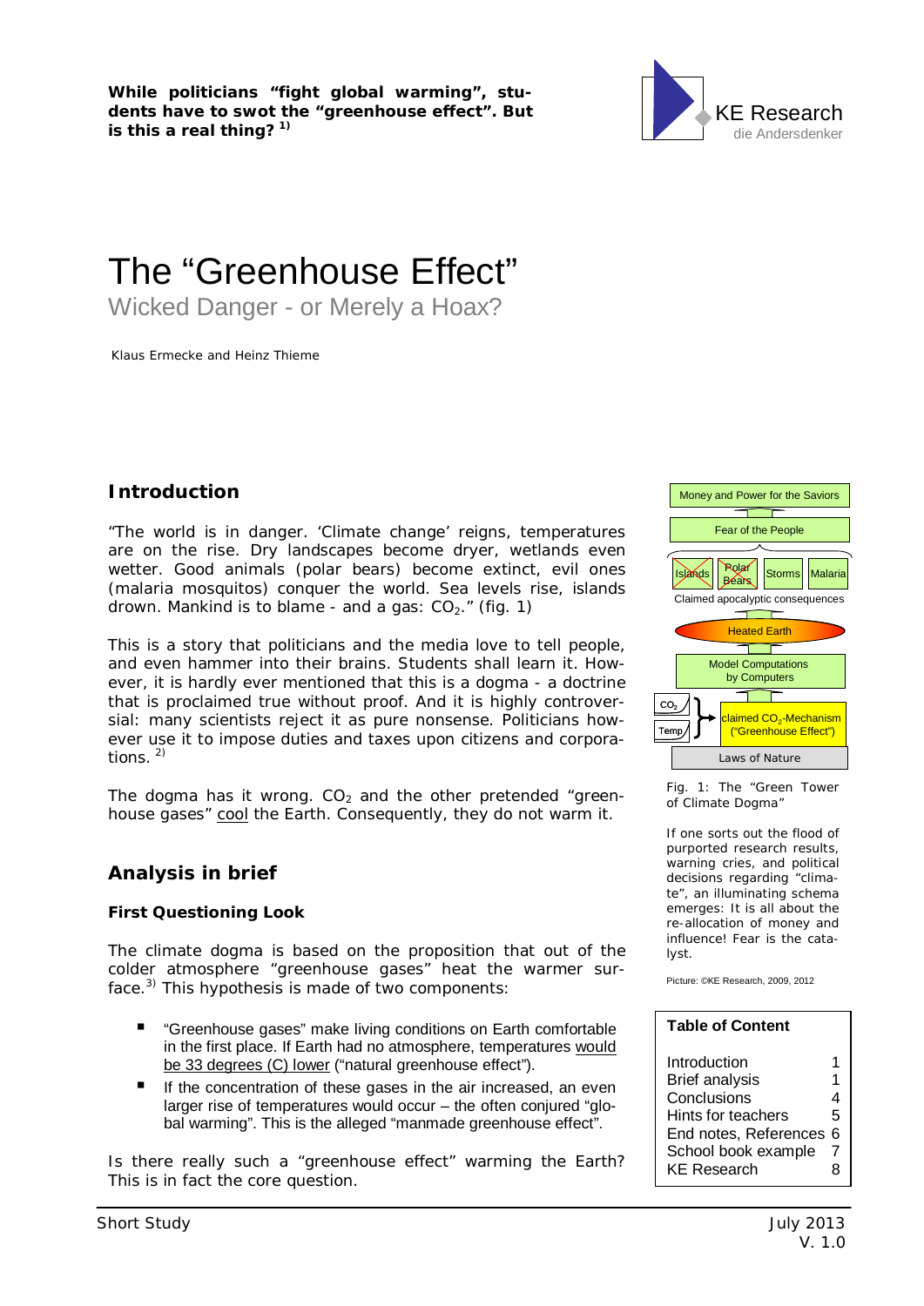**While politicians "fight global warming", students have to swot the "greenhouse effect". But is this a real thing?** [1)]

KE Research
die Andersdenker

# The "Greenhouse Effect"

Wicked Danger - or Merely a Hoax?

Klaus Ermecke and Heinz Thieme

## Introduction

"The world is in danger. 'Climate change' reigns, temperatures are on the rise. Dry landscapes become dryer, wetlands even wetter. Good animals (polar bears) become extinct, evil ones (malaria mosquitos) conquer the world. Sea levels rise, islands drown. Mankind is to blame - and a gas: $CO_2$." (fig. 1)

This is a story that politicians and the media love to tell people, and even hammer into their brains. Students shall learn it. However, it is hardly ever mentioned that this is a dogma - a doctrine that is proclaimed true without proof. And it is highly controversial: many scientists reject it as pure nonsense. Politicians however use it to impose duties and taxes upon citizens and corporations. [2)]

The dogma has it wrong. $CO_2$ and the other pretended "greenhouse gases" cool the Earth. Consequently, they do not warm it.

Money and Power for the Saviors
Fear of the People
Islands | Polar Bears | Storms | Malaria
Claimed apocalyptic consequences
Heated Earth
Model Computations by Computers
$CO_2$ / Temp → claimed $CO_2$-Mechanism ("Greenhouse Effect")
Laws of Nature

Fig. 1: The "Green Tower of Climate Dogma"

If one sorts out the flood of purported research results, warning cries, and political decisions regarding "climate", an illuminating schema emerges: It is all about the re-allocation of money and influence! Fear is the catalyst.

Picture: ©KE Research, 2009, 2012

## Analysis in brief

### First Questioning Look

The climate dogma is based on the proposition that out of the colder atmosphere "greenhouse gases" heat the warmer surface. [3)] This hypothesis is made of two components:

- "Greenhouse gases" make living conditions on Earth comfortable in the first place. If Earth had no atmosphere, temperatures would be 33 degrees (C) lower ("natural greenhouse effect").
- If the concentration of these gases in the air increased, an even larger rise of temperatures would occur – the often conjured "global warming". This is the alleged "manmade greenhouse effect".

Is there really such a "greenhouse effect" warming the Earth? This is in fact the core question.

| Table of Content | |
|---|---|
| Introduction | 1 |
| Brief analysis | 1 |
| Conclusions | 4 |
| Hints for teachers | 5 |
| End notes, References | 6 |
| School book example | 7 |
| KE Research | 8 |

Short Study — July 2013, V. 1.0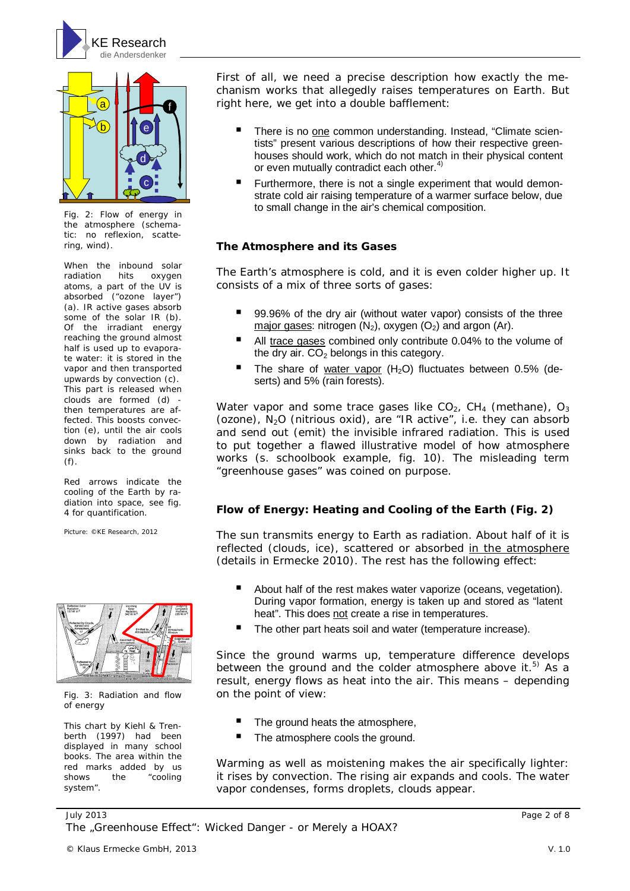Fig. 2: Flow of energy in the atmosphere (schematic: no reflexion, scattering, wind).

When the inbound solar radiation hits oxygen atoms, a part of the UV is absorbed ("ozone layer") (a). IR active gases absorb some of the solar IR (b). Of the irradiant energy reaching the ground almost half is used up to evaporate water: it is stored in the vapor and then transported upwards by convection (c). This part is released when clouds are formed (d) - then temperatures are affected. This boosts convection (e), until the air cools down by radiation and sinks back to the ground (f).

Red arrows indicate the cooling of the Earth by radiation into space, see fig. 4 for quantification.

Picture: ©KE Research, 2012

Fig. 3: Radiation and flow of energy

This chart by Kiehl & Trenberth (1997) had been displayed in many school books. The area within the red marks added by us shows the "cooling system".

First of all, we need a precise description how exactly the mechanism works that allegedly raises temperatures on Earth. But right here, we get into a double bafflement:

- There is no one common understanding. Instead, "Climate scientists" present various descriptions of how their respective greenhouses should work, which do not match in their physical content or even mutually contradict each other.[4)]
- Furthermore, there is not a single experiment that would demonstrate cold air raising temperature of a warmer surface below, due to small change in the air's chemical composition.

### The Atmosphere and its Gases

The Earth's atmosphere is cold, and it is even colder higher up. It consists of a mix of three sorts of gases:

- 99.96% of the dry air (without water vapor) consists of the three major gases: nitrogen ($N_2$), oxygen ($O_2$) and argon (Ar).
- All trace gases combined only contribute 0.04% to the volume of the dry air. $CO_2$ belongs in this category.
- The share of water vapor ($H_2O$) fluctuates between 0.5% (deserts) and 5% (rain forests).

Water vapor and some trace gases like $CO_2$, $CH_4$ (methane), $O_3$ (ozone), $N_2O$ (nitrious oxid), are "IR active", i.e. they can absorb and send out (emit) the invisible infrared radiation. This is used to put together a flawed illustrative model of how atmosphere works (s. schoolbook example, fig. 10). The misleading term "greenhouse gases" was coined on purpose.

### Flow of Energy: Heating and Cooling of the Earth (Fig. 2)

The sun transmits energy to Earth as radiation. About half of it is reflected (clouds, ice), scattered or absorbed in the atmosphere (details in Ermecke 2010). The rest has the following effect:

- About half of the rest makes water vaporize (oceans, vegetation). During vapor formation, energy is taken up and stored as "latent heat". This does not create a rise in temperatures.
- The other part heats soil and water (temperature increase).

Since the ground warms up, temperature difference develops between the ground and the colder atmosphere above it.[5)] As a result, energy flows as heat into the air. This means – depending on the point of view:

- The ground heats the atmosphere,
- The atmosphere cools the ground.

Warming as well as moistening makes the air specifically lighter: it rises by convection. The rising air expands and cools. The water vapor condenses, forms droplets, clouds appear.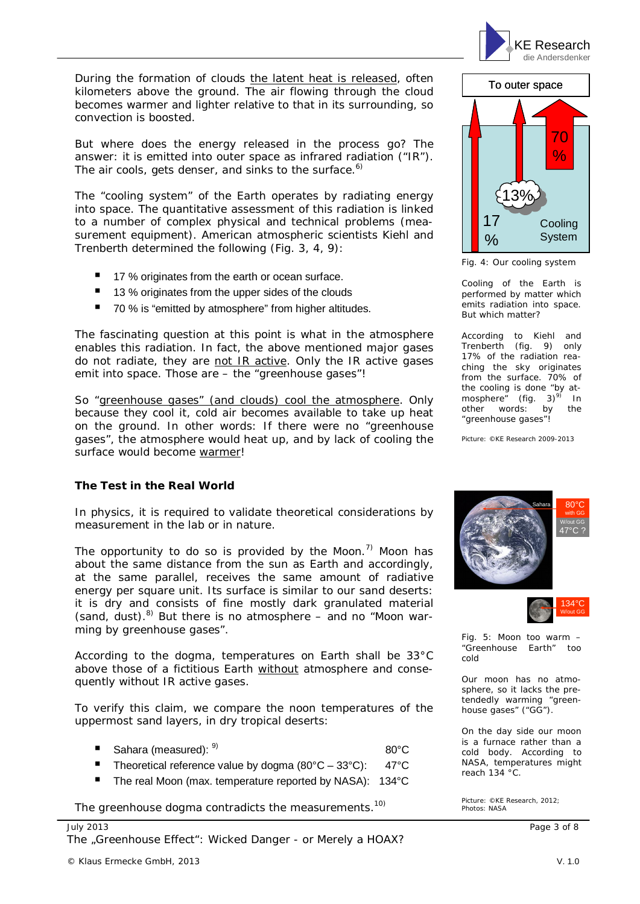During the formation of clouds the latent heat is released, often kilometers above the ground. The air flowing through the cloud becomes warmer and lighter relative to that in its surrounding, so convection is boosted.

But where does the energy released in the process go? The answer: it is emitted into outer space as infrared radiation ("IR"). The air cools, gets denser, and sinks to the surface.[6]

The "cooling system" of the Earth operates by radiating energy into space. The quantitative assessment of this radiation is linked to a number of complex physical and technical problems (measurement equipment). American atmospheric scientists Kiehl and Trenberth determined the following (Fig. 3, 4, 9):

- 17 % originates from the earth or ocean surface.
- 13 % originates from the upper sides of the clouds
- 70 % is "emitted by atmosphere" from higher altitudes.

The fascinating question at this point is what in the atmosphere enables this radiation. In fact, the above mentioned major gases do not radiate, they are not IR active. Only the IR active gases emit into space. Those are – the "greenhouse gases"!

So "greenhouse gases" (and clouds) cool the atmosphere. Only because they cool it, cold air becomes available to take up heat on the ground. In other words: If there were no "greenhouse gases", the atmosphere would heat up, and by lack of cooling the surface would become warmer!

Fig. 4: Our cooling system

Cooling of the Earth is performed by matter which emits radiation into space. But which matter?

According to Kiehl and Trenberth (fig. 9) only 17% of the radiation reaching the sky originates from the surface. 70% of the cooling is done "by atmosphere" (fig. 3)[9] In other words: by the "greenhouse gases"!

Picture: ©KE Research 2009-2013

**The Test in the Real World**

In physics, it is required to validate theoretical considerations by measurement in the lab or in nature.

The opportunity to do so is provided by the Moon.[7] Moon has about the same distance from the sun as Earth and accordingly, at the same parallel, receives the same amount of radiative energy per square unit. Its surface is similar to our sand deserts: it is dry and consists of fine mostly dark granulated material (sand, dust).[8] But there is no atmosphere – and no "Moon warming by greenhouse gases".

According to the dogma, temperatures on Earth shall be 33°C above those of a fictitious Earth without atmosphere and consequently without IR active gases.

To verify this claim, we compare the noon temperatures of the uppermost sand layers, in dry tropical deserts:

- Sahara (measured): [9] 80°C
- Theoretical reference value by dogma (80°C – 33°C): 47°C
- The real Moon (max. temperature reported by NASA): 134°C

The greenhouse dogma contradicts the measurements.[10]

Fig. 5: Moon too warm – "Greenhouse Earth" too cold

Our moon has no atmosphere, so it lacks the pretendedly warming "greenhouse gases" ("GG").

On the day side our moon is a furnace rather than a cold body. According to NASA, temperatures might reach 134 °C.

Picture: ©KE Research, 2012; Photos: NASA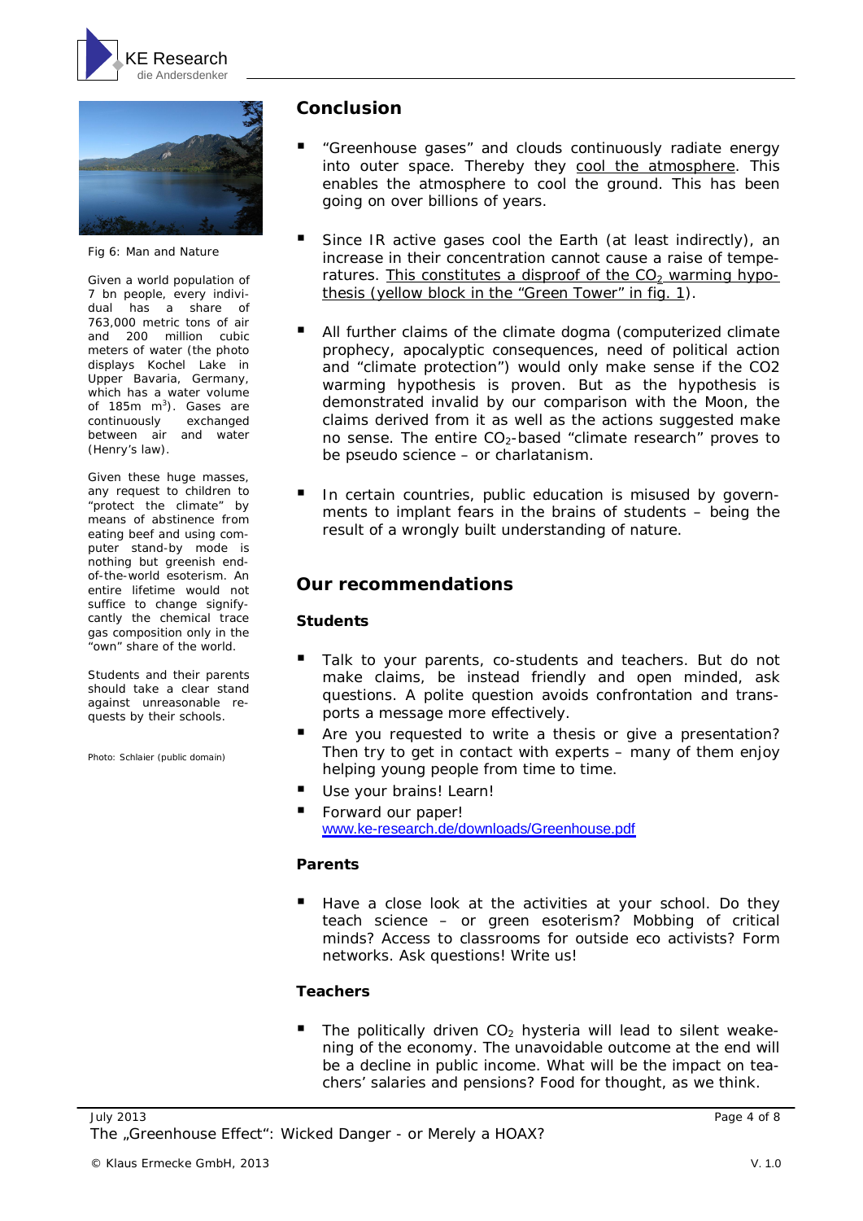Fig 6: Man and Nature

Given a world population of 7 bn people, every individual has a share of 763,000 metric tons of air and 200 million cubic meters of water (the photo displays Kochel Lake in Upper Bavaria, Germany, which has a water volume of 185m $m^3$). Gases are continuously exchanged between air and water (Henry's law).

Given these huge masses, any request to children to "protect the climate" by means of abstinence from eating beef and using computer stand-by mode is nothing but greenish end-of-the-world esoterism. An entire lifetime would not suffice to change significantly the chemical trace gas composition only in the "own" share of the world.

Students and their parents should take a clear stand against unreasonable requests by their schools.

Photo: Schlaier (public domain)

## Conclusion

- "Greenhouse gases" and clouds continuously radiate energy into outer space. Thereby they cool the atmosphere. This enables the atmosphere to cool the ground. This has been going on over billions of years.
- Since IR active gases cool the Earth (at least indirectly), an increase in their concentration cannot cause a raise of temperatures. This constitutes a disproof of the $CO_2$ warming hypothesis (yellow block in the "Green Tower" in fig. 1).
- All further claims of the climate dogma (computerized climate prophecy, apocalyptic consequences, need of political action and "climate protection") would only make sense if the CO2 warming hypothesis is proven. But as the hypothesis is demonstrated invalid by our comparison with the Moon, the claims derived from it as well as the actions suggested make no sense. The entire $CO_2$-based "climate research" proves to be pseudo science – or charlatanism.
- In certain countries, public education is misused by governments to implant fears in the brains of students – being the result of a wrongly built understanding of nature.

## Our recommendations

### Students

- Talk to your parents, co-students and teachers. But do not make claims, be instead friendly and open minded, ask questions. A polite question avoids confrontation and transports a message more effectively.
- Are you requested to write a thesis or give a presentation? Then try to get in contact with experts – many of them enjoy helping young people from time to time.
- Use your brains! Learn!
- Forward our paper!
  www.ke-research.de/downloads/Greenhouse.pdf

### Parents

- Have a close look at the activities at your school. Do they teach science – or green esoterism? Mobbing of critical minds? Access to classrooms for outside eco activists? Form networks. Ask questions! Write us!

### Teachers

- The politically driven $CO_2$ hysteria will lead to silent weakening of the economy. The unavoidable outcome at the end will be a decline in public income. What will be the impact on teachers' salaries and pensions? Food for thought, as we think.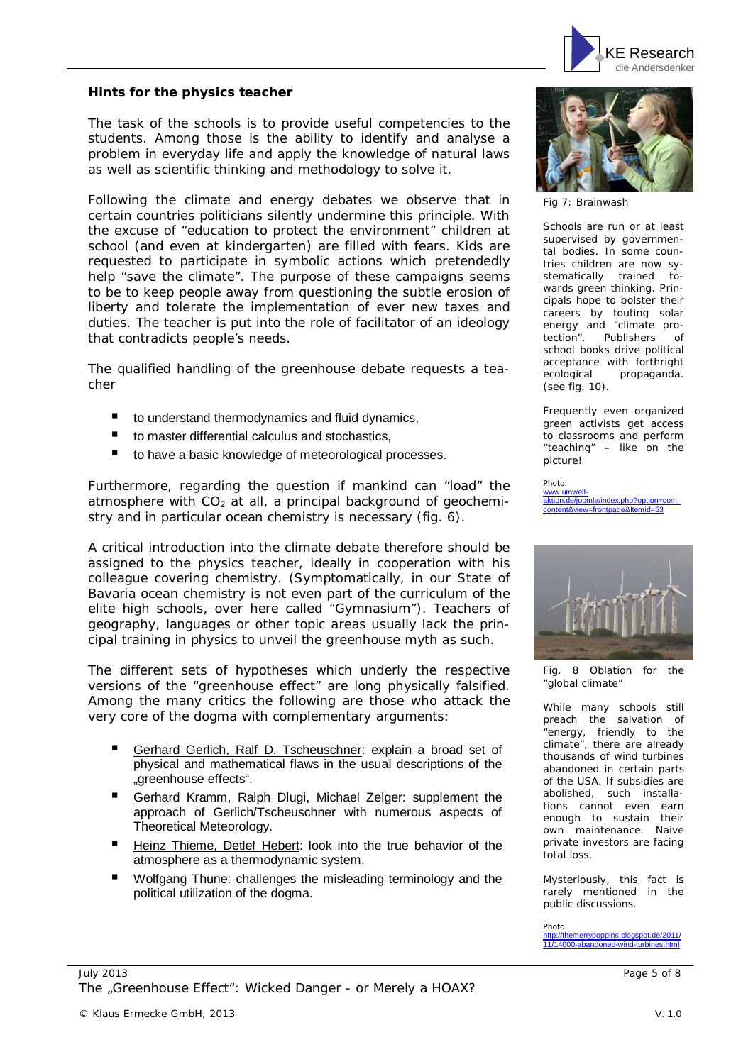## Hints for the physics teacher

The task of the schools is to provide useful competencies to the students. Among those is the ability to identify and analyse a problem in everyday life and apply the knowledge of natural laws as well as scientific thinking and methodology to solve it.

Following the climate and energy debates we observe that in certain countries politicians silently undermine this principle. With the excuse of "education to protect the environment" children at school (and even at kindergarten) are filled with fears. Kids are requested to participate in symbolic actions which pretendedly help "save the climate". The purpose of these campaigns seems to be to keep people away from questioning the subtle erosion of liberty and tolerate the implementation of ever new taxes and duties. The teacher is put into the role of facilitator of an ideology that contradicts people's needs.

The qualified handling of the greenhouse debate requests a teacher

- to understand thermodynamics and fluid dynamics,
- to master differential calculus and stochastics,
- to have a basic knowledge of meteorological processes.

Furthermore, regarding the question if mankind can "load" the atmosphere with $CO_2$ at all, a principal background of geochemistry and in particular ocean chemistry is necessary (fig. 6).

A critical introduction into the climate debate therefore should be assigned to the physics teacher, ideally in cooperation with his colleague covering chemistry. (Symptomatically, in our State of Bavaria ocean chemistry is not even part of the curriculum of the elite high schools, over here called "Gymnasium"). Teachers of geography, languages or other topic areas usually lack the principal training in physics to unveil the greenhouse myth as such.

The different sets of hypotheses which underly the respective versions of the "greenhouse effect" are long physically falsified. Among the many critics the following are those who attack the very core of the dogma with complementary arguments:

- Gerhard Gerlich, Ralf D. Tscheuschner: explain a broad set of physical and mathematical flaws in the usual descriptions of the „greenhouse effects".
- Gerhard Kramm, Ralph Dlugi, Michael Zelger: supplement the approach of Gerlich/Tscheuschner with numerous aspects of Theoretical Meteorology.
- Heinz Thieme, Detlef Hebert: look into the true behavior of the atmosphere as a thermodynamic system.
- Wolfgang Thüne: challenges the misleading terminology and the political utilization of the dogma.

Fig 7: Brainwash

Schools are run or at least supervised by governmental bodies. In some countries children are now systematically trained towards green thinking. Principals hope to bolster their careers by touting solar energy and "climate protection". Publishers of school books drive political acceptance with forthright ecological propaganda. (see fig. 10).

Frequently even organized green activists get access to classrooms and perform "teaching" – like on the picture!

Photo: www.umwelt-aktion.de/joomla/index.php?option=com_content&view=frontpage&Itemid=53

Fig. 8 Oblation for the "global climate"

While many schools still preach the salvation of "energy, friendly to the climate", there are already thousands of wind turbines abandoned in certain parts of the USA. If subsidies are abolished, such installations cannot even earn enough to sustain their own maintenance. Naive private investors are facing total loss.

Mysteriously, this fact is rarely mentioned in the public discussions.

Photo: http://themerrypoppins.blogspot.de/2011/11/14000-abandoned-wind-turbines.html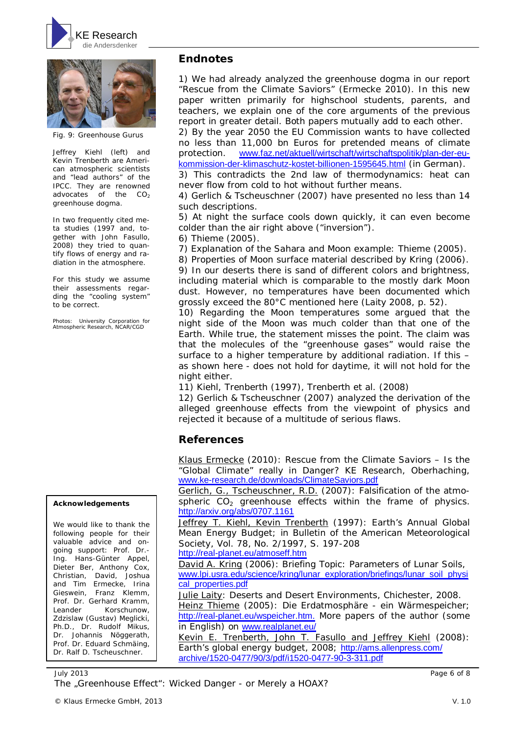Fig. 9: Greenhouse Gurus

Jeffrey Kiehl (left) and Kevin Trenberth are American atmospheric scientists and "lead authors" of the IPCC. They are renowned advocates of the $CO_2$ greenhouse dogma.

In two frequently cited meta studies (1997 and, together with John Fasullo, 2008) they tried to quantify flows of energy and radiation in the atmosphere.

For this study we assume their assessments regarding the "cooling system" to be correct.

Photos: University Corporation for Atmospheric Research, NCAR/CGD

## Endnotes

1) We had already analyzed the greenhouse dogma in our report "Rescue from the Climate Saviors" (Ermecke 2010). In this new paper written primarily for highschool students, parents, and teachers, we explain one of the core arguments of the previous report in greater detail. Both papers mutually add to each other.
2) By the year 2050 the EU Commission wants to have collected no less than 11,000 bn Euros for pretended means of climate protection. www.faz.net/aktuell/wirtschaft/wirtschaftspolitik/plan-der-eu-kommission-der-klimaschutz-kostet-billionen-1595645.html (in German).
3) This contradicts the 2nd law of thermodynamics: heat can never flow from cold to hot without further means.
4) Gerlich & Tscheuschner (2007) have presented no less than 14 such descriptions.
5) At night the surface cools down quickly, it can even become colder than the air right above ("inversion").
6) Thieme (2005).
7) Explanation of the Sahara and Moon example: Thieme (2005).
8) Properties of Moon surface material described by Kring (2006).
9) In our deserts there is sand of different colors and brightness, including material which is comparable to the mostly dark Moon dust. However, no temperatures have been documented which grossly exceed the 80°C mentioned here (Laity 2008, p. 52).
10) Regarding the Moon temperatures some argued that the night side of the Moon was much colder than that one of the Earth. While true, the statement misses the point. The claim was that the molecules of the "greenhouse gases" would raise the surface to a higher temperature by additional radiation. If this – as shown here - does not hold for daytime, it will not hold for the night either.
11) Kiehl, Trenberth (1997), Trenberth et al. (2008)
12) Gerlich & Tscheuschner (2007) analyzed the derivation of the alleged greenhouse effects from the viewpoint of physics and rejected it because of a multitude of serious flaws.

## References

Klaus Ermecke (2010): Rescue from the Climate Saviors – Is the "Global Climate" really in Danger? KE Research, Oberhaching, www.ke-research.de/downloads/ClimateSaviors.pdf
Gerlich, G., Tscheuschner, R.D. (2007): Falsification of the atmospheric $CO_2$ greenhouse effects within the frame of physics. http://arxiv.org/abs/0707.1161
Jeffrey T. Kiehl, Kevin Trenberth (1997): Earth's Annual Global Mean Energy Budget; in Bulletin of the American Meteorological Society, Vol. 78, No. 2/1997, S. 197-208 http://real-planet.eu/atmoseff.htm
David A. Kring (2006): Briefing Topic: Parameters of Lunar Soils, www.lpi.usra.edu/science/kring/lunar_exploration/briefings/lunar_soil_physical_properties.pdf
Julie Laity: Deserts and Desert Environments, Chichester, 2008.
Heinz Thieme (2005): Die Erdatmosphäre - ein Wärmespeicher; http://real-planet.eu/wspeicher.htm. More papers of the author (some in English) on www.realplanet.eu/
Kevin E. Trenberth, John T. Fasullo and Jeffrey Kiehl (2008): Earth's global energy budget, 2008; http://ams.allenpress.com/archive/1520-0477/90/3/pdf/i1520-0477-90-3-311.pdf

**Acknowledgements**

We would like to thank the following people for their valuable advice and ongoing support: Prof. Dr.-Ing. Hans-Günter Appel, Dieter Ber, Anthony Cox, Christian, David, Joshua and Tim Ermecke, Irina Gieswein, Franz Klemm, Prof. Dr. Gerhard Kramm, Leander Korschunow, Zdzislaw (Gustav) Meglicki, Ph.D., Dr. Rudolf Mikus, Dr. Johannis Nöggerath, Prof. Dr. Eduard Schmäing, Dr. Ralf D. Tscheuschner.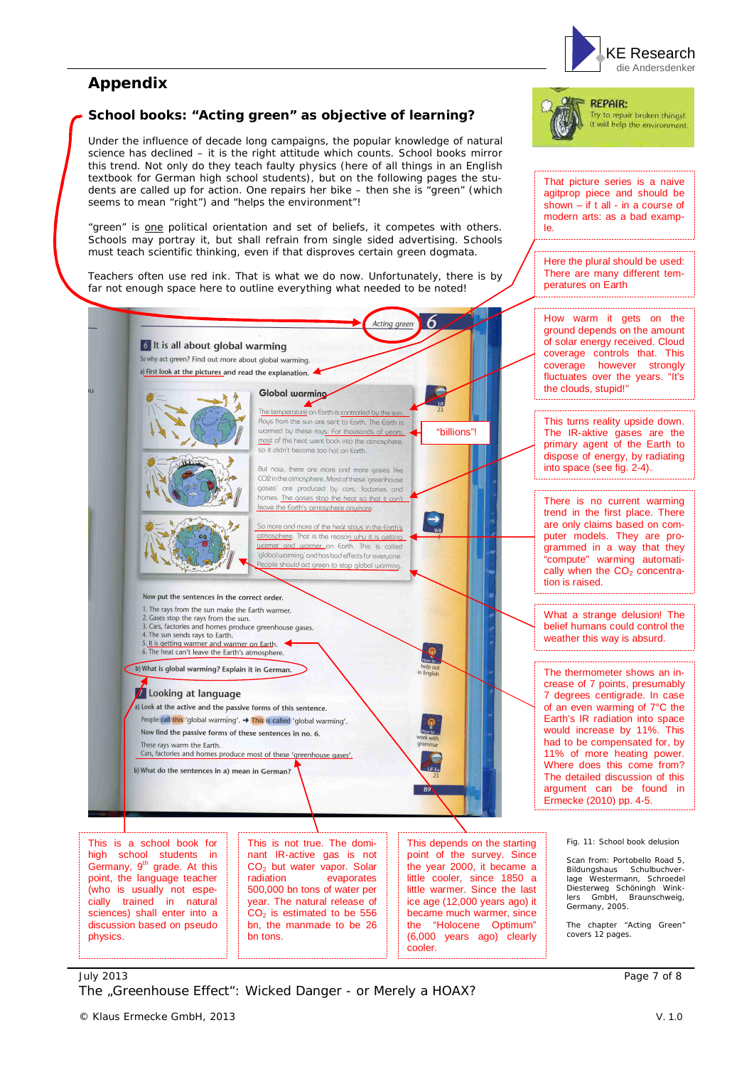## Appendix

### School books: "Acting green" as objective of learning?

Under the influence of decade long campaigns, the popular knowledge of natural science has declined – it is the right attitude which counts. School books mirror this trend. Not only do they teach faulty physics (here of all things in an English textbook for German high school students), but on the following pages the students are called up for action. One repairs her bike – then she is "green" (which seems to mean "right") and "helps the environment"!

"green" is one political orientation and set of beliefs, it competes with others. Schools may portray it, but shall refrain from single sided advertising. Schools must teach scientific thinking, even if that disproves certain green dogmata.

Teachers often use red ink. That is what we do now. Unfortunately, there is by far not enough space here to outline everything what needed to be noted!

"billions"!

That picture series is a naive agitprop piece and should be shown – if t all - in a course of modern arts: as a bad example.

Here the plural should be used: There are many different temperatures on Earth

How warm it gets on the ground depends on the amount of solar energy received. Cloud coverage controls that. This coverage however strongly fluctuates over the years. "It's the clouds, stupid!"

This turns reality upside down. The IR-aktive gases are the primary agent of the Earth to dispose of energy, by radiating into space (see fig. 2-4).

There is no current warming trend in the first place. There are only claims based on computer models. They are programmed in a way that they "compute" warming automatically when the $CO_2$ concentration is raised.

What a strange delusion! The belief humans could control the weather this way is absurd.

The thermometer shows an increase of 7 points, presumably 7 degrees centigrade. In case of an even warming of 7°C the Earth's IR radiation into space would increase by 11%. This had to be compensated for, by 11% of more heating power. Where does this come from? The detailed discussion of this argument can be found in Ermecke (2010) pp. 4-5.

This is a school book for high school students in Germany, 9[th] grade. At this point, the language teacher (who is usually not especially trained in natural sciences) shall enter into a discussion based on pseudo physics.

This is not true. The dominant IR-active gas is not $CO_2$ but water vapor. Solar radiation evaporates 500,000 bn tons of water per year. The natural release of $CO_2$ is estimated to be 556 bn, the manmade to be 26 bn tons.

This depends on the starting point of the survey. Since the year 2000, it became a little cooler, since 1850 a little warmer. Since the last ice age (12,000 years ago) it became much warmer, since the "Holocene Optimum" (6,000 years ago) clearly cooler.

Fig. 11: School book delusion

Scan from: Portobello Road 5, Bildungshaus Schulbuchverlage Westermann, Schroedel Diesterweg Schöningh Winklers GmbH, Braunschweig, Germany, 2005.

The chapter "Acting Green" covers 12 pages.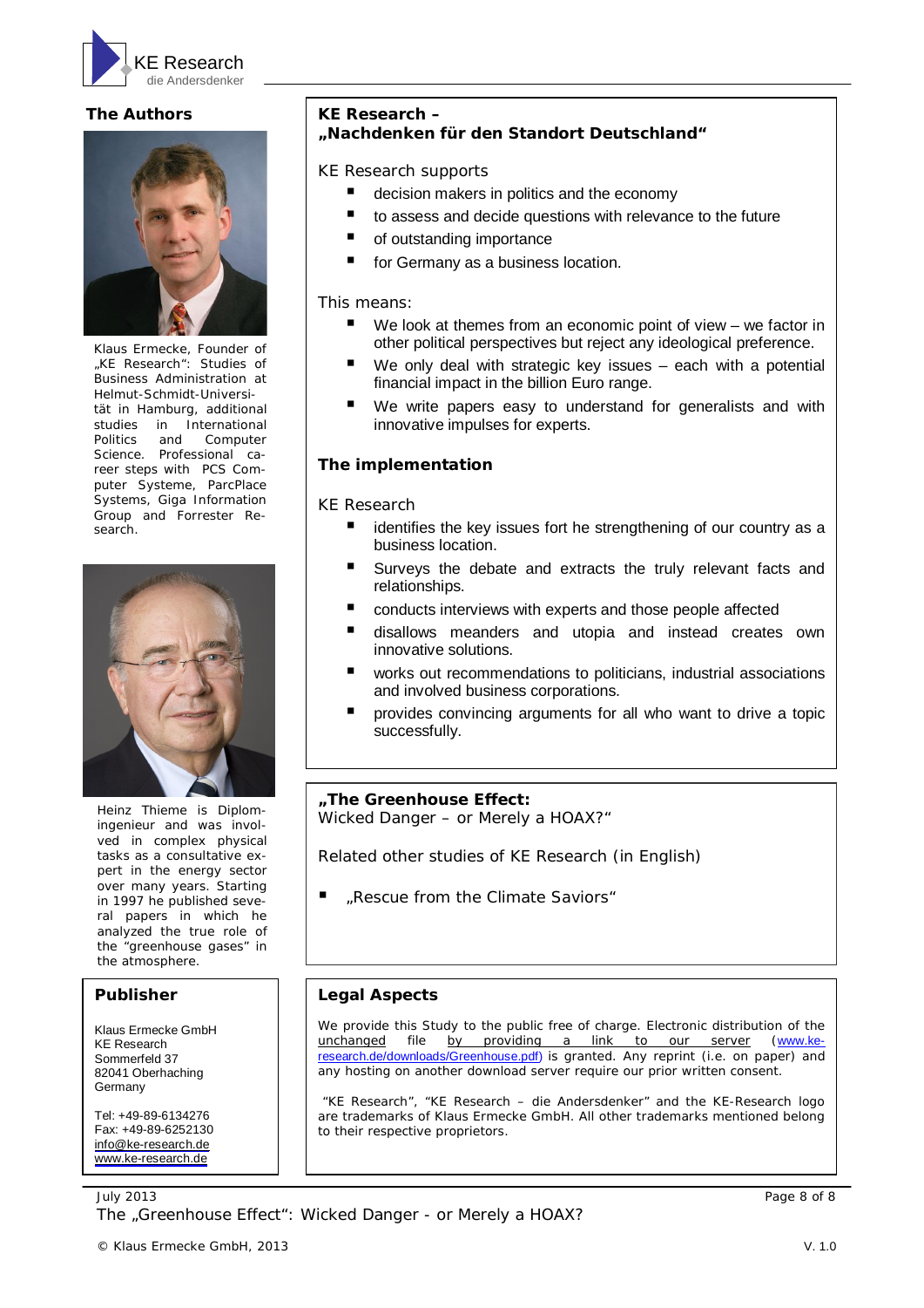## The Authors

Klaus Ermecke, Founder of „KE Research": Studies of Business Administration at Helmut-Schmidt-Universität in Hamburg, additional studies in International Politics and Computer Science. Professional career steps with PCS Computer Systeme, ParcPlace Systems, Giga Information Group and Forrester Research.

Heinz Thieme is Diplomingenieur and was involved in complex physical tasks as a consultative expert in the energy sector over many years. Starting in 1997 he published several papers in which he analyzed the true role of the "greenhouse gases" in the atmosphere.

## Publisher

Klaus Ermecke GmbH
KE Research
Sommerfeld 37
82041 Oberhaching
Germany

Tel: +49-89-6134276
Fax: +49-89-6252130
info@ke-research.de
www.ke-research.de

## KE Research – „Nachdenken für den Standort Deutschland"

KE Research supports

- decision makers in politics and the economy
- to assess and decide questions with relevance to the future
- of outstanding importance
- for Germany as a business location.

This means:

- We look at themes from an economic point of view – we factor in other political perspectives but reject any ideological preference.
- We only deal with strategic key issues – each with a potential financial impact in the billion Euro range.
- We write papers easy to understand for generalists and with innovative impulses for experts.

### The implementation

KE Research

- identifies the key issues fort he strengthening of our country as a business location.
- Surveys the debate and extracts the truly relevant facts and relationships.
- conducts interviews with experts and those people affected
- disallows meanders and utopia and instead creates own innovative solutions.
- works out recommendations to politicians, industrial associations and involved business corporations.
- provides convincing arguments for all who want to drive a topic successfully.

**„The Greenhouse Effect:**
Wicked Danger – or Merely a HOAX?"

Related other studies of KE Research (in English)

- „Rescue from the Climate Saviors"

## Legal Aspects

We provide this Study to the public free of charge. Electronic distribution of the unchanged file by providing a link to our server (www.ke-research.de/downloads/Greenhouse.pdf) is granted. Any reprint (i.e. on paper) and any hosting on another download server require our prior written consent.

"KE Research", "KE Research – die Andersdenker" and the KE-Research logo are trademarks of Klaus Ermecke GmbH. All other trademarks mentioned belong to their respective proprietors.